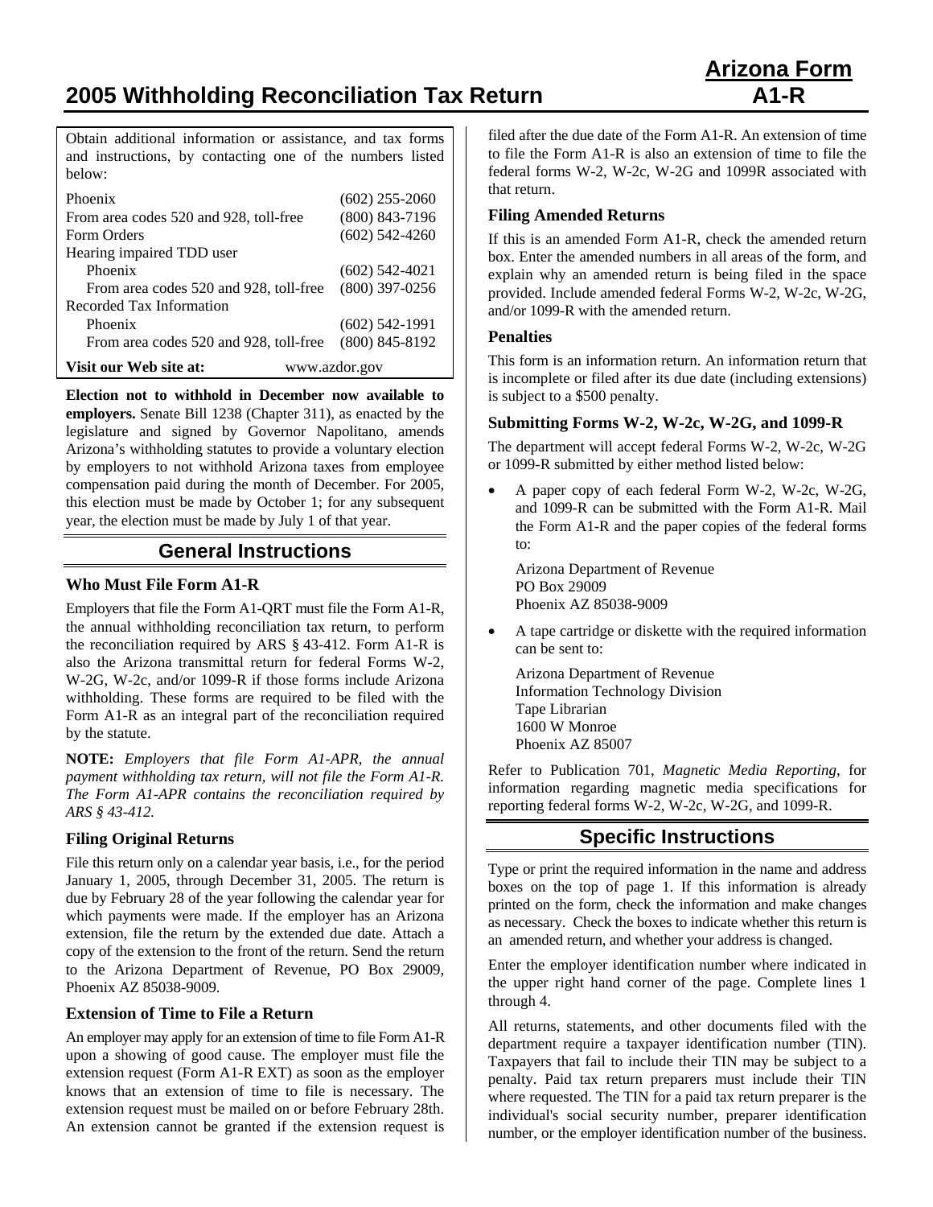# 2005 Withholding Reconciliation Tax Return

**Arizona Form A1-R**

Obtain additional information or assistance, and tax forms and instructions, by contacting one of the numbers listed below:

| | |
|---|---|
| Phoenix | (602) 255-2060 |
| From area codes 520 and 928, toll-free | (800) 843-7196 |
| Form Orders | (602) 542-4260 |
| Hearing impaired TDD user | |
| Phoenix | (602) 542-4021 |
| From area codes 520 and 928, toll-free | (800) 397-0256 |
| Recorded Tax Information | |
| Phoenix | (602) 542-1991 |
| From area codes 520 and 928, toll-free | (800) 845-8192 |
| **Visit our Web site at:** | www.azdor.gov |

**Election not to withhold in December now available to employers.** Senate Bill 1238 (Chapter 311), as enacted by the legislature and signed by Governor Napolitano, amends Arizona's withholding statutes to provide a voluntary election by employers to not withhold Arizona taxes from employee compensation paid during the month of December. For 2005, this election must be made by October 1; for any subsequent year, the election must be made by July 1 of that year.

## General Instructions

### Who Must File Form A1-R

Employers that file the Form A1-QRT must file the Form A1-R, the annual withholding reconciliation tax return, to perform the reconciliation required by ARS § 43-412. Form A1-R is also the Arizona transmittal return for federal Forms W-2, W-2G, W-2c, and/or 1099-R if those forms include Arizona withholding. These forms are required to be filed with the Form A1-R as an integral part of the reconciliation required by the statute.

**NOTE:** *Employers that file Form A1-APR, the annual payment withholding tax return, will not file the Form A1-R. The Form A1-APR contains the reconciliation required by ARS § 43-412.*

### Filing Original Returns

File this return only on a calendar year basis, i.e., for the period January 1, 2005, through December 31, 2005. The return is due by February 28 of the year following the calendar year for which payments were made. If the employer has an Arizona extension, file the return by the extended due date. Attach a copy of the extension to the front of the return. Send the return to the Arizona Department of Revenue, PO Box 29009, Phoenix AZ 85038-9009.

### Extension of Time to File a Return

An employer may apply for an extension of time to file Form A1-R upon a showing of good cause. The employer must file the extension request (Form A1-R EXT) as soon as the employer knows that an extension of time to file is necessary. The extension request must be mailed on or before February 28th. An extension cannot be granted if the extension request is filed after the due date of the Form A1-R. An extension of time to file the Form A1-R is also an extension of time to file the federal forms W-2, W-2c, W-2G and 1099R associated with that return.

### Filing Amended Returns

If this is an amended Form A1-R, check the amended return box. Enter the amended numbers in all areas of the form, and explain why an amended return is being filed in the space provided. Include amended federal Forms W-2, W-2c, W-2G, and/or 1099-R with the amended return.

### Penalties

This form is an information return. An information return that is incomplete or filed after its due date (including extensions) is subject to a $500 penalty.

### Submitting Forms W-2, W-2c, W-2G, and 1099-R

The department will accept federal Forms W-2, W-2c, W-2G or 1099-R submitted by either method listed below:

- A paper copy of each federal Form W-2, W-2c, W-2G, and 1099-R can be submitted with the Form A1-R. Mail the Form A1-R and the paper copies of the federal forms to:

  Arizona Department of Revenue
  PO Box 29009
  Phoenix AZ 85038-9009

- A tape cartridge or diskette with the required information can be sent to:

  Arizona Department of Revenue
  Information Technology Division
  Tape Librarian
  1600 W Monroe
  Phoenix AZ 85007

Refer to Publication 701, *Magnetic Media Reporting*, for information regarding magnetic media specifications for reporting federal forms W-2, W-2c, W-2G, and 1099-R.

## Specific Instructions

Type or print the required information in the name and address boxes on the top of page 1. If this information is already printed on the form, check the information and make changes as necessary. Check the boxes to indicate whether this return is an amended return, and whether your address is changed.

Enter the employer identification number where indicated in the upper right hand corner of the page. Complete lines 1 through 4.

All returns, statements, and other documents filed with the department require a taxpayer identification number (TIN). Taxpayers that fail to include their TIN may be subject to a penalty. Paid tax return preparers must include their TIN where requested. The TIN for a paid tax return preparer is the individual's social security number, preparer identification number, or the employer identification number of the business.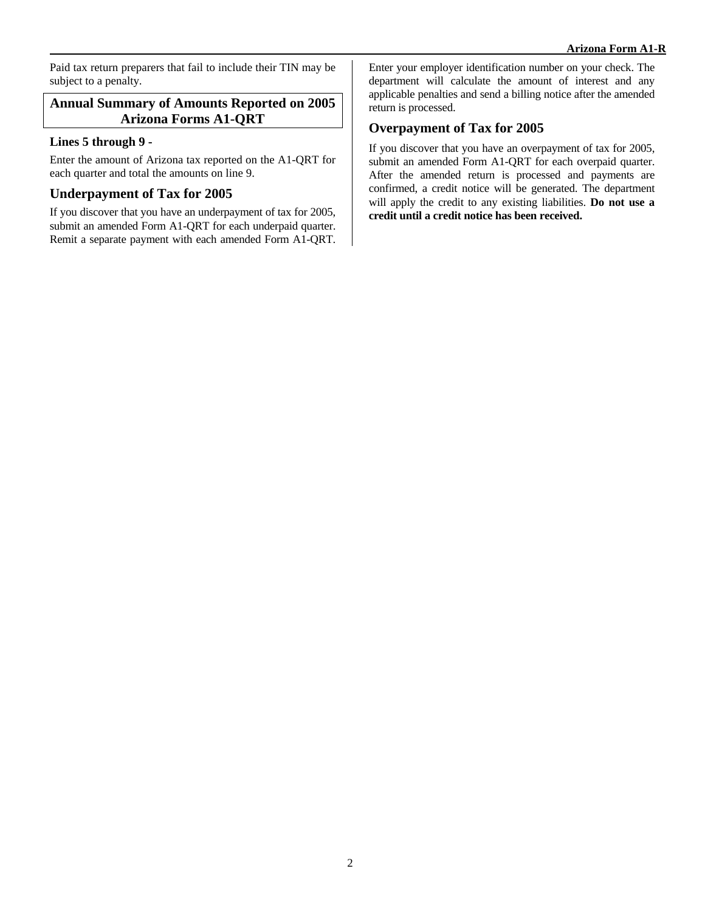Paid tax return preparers that fail to include their TIN may be subject to a penalty.

## Annual Summary of Amounts Reported on 2005 Arizona Forms A1-QRT

**Lines 5 through 9 -**

Enter the amount of Arizona tax reported on the A1-QRT for each quarter and total the amounts on line 9.

## Underpayment of Tax for 2005

If you discover that you have an underpayment of tax for 2005, submit an amended Form A1-QRT for each underpaid quarter. Remit a separate payment with each amended Form A1-QRT. Enter your employer identification number on your check. The department will calculate the amount of interest and any applicable penalties and send a billing notice after the amended return is processed.

## Overpayment of Tax for 2005

If you discover that you have an overpayment of tax for 2005, submit an amended Form A1-QRT for each overpaid quarter. After the amended return is processed and payments are confirmed, a credit notice will be generated. The department will apply the credit to any existing liabilities. **Do not use a credit until a credit notice has been received.**